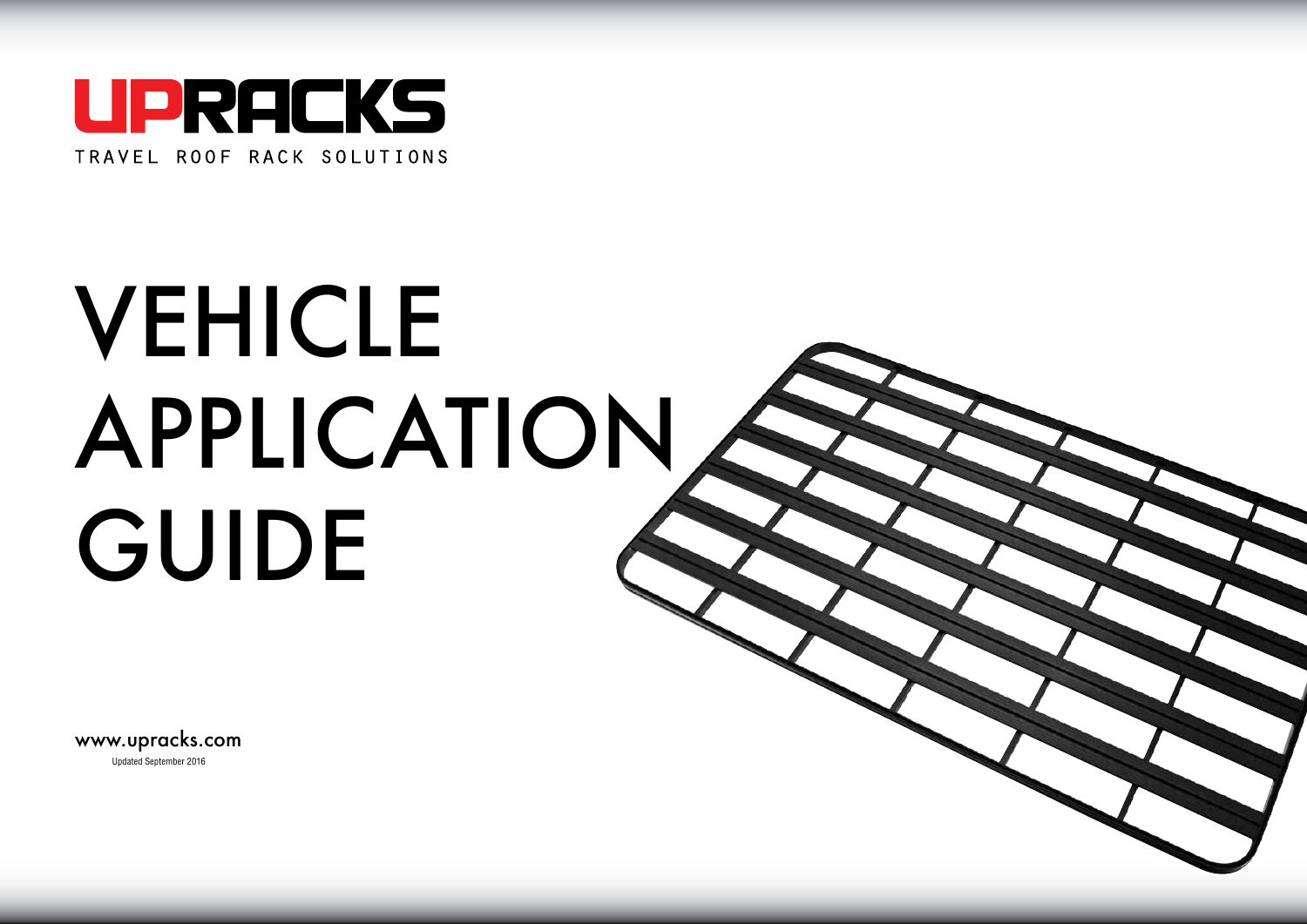UPRACKS

TRAVEL ROOF RACK SOLUTIONS

# VEHICLE APPLICATION GUIDE

www.upracks.com

Updated September 2016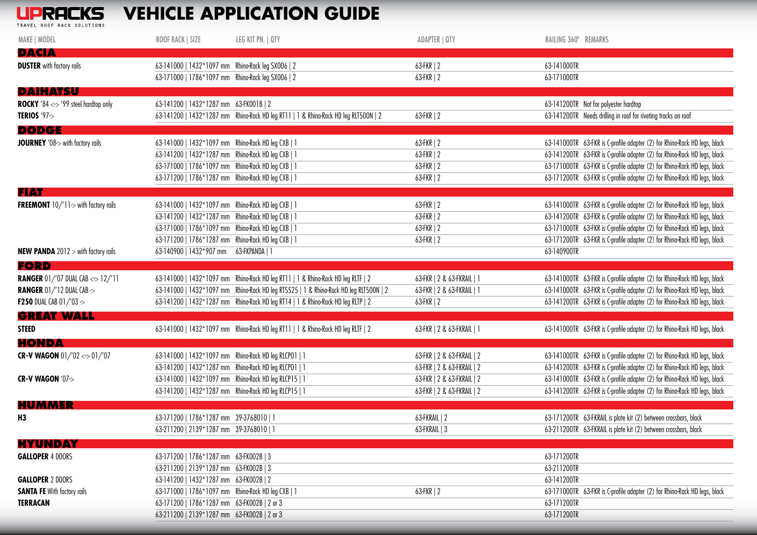# UPRACKS VEHICLE APPLICATION GUIDE

TRAVEL ROOF RACK SOLUTIONS

| MAKE \| MODEL | ROOF RACK \| SIZE | LEG KIT PN. \| QTY | ADAPTER \| QTY | RAILING 360° | REMARKS |
|---|---|---|---|---|---|
| **DACIA** | | | | | |
| **DUSTER** with factory rails | 63-141000 \| 1432*1097 mm | Rhino-Rack leg SX006 \| 2 | 63-FKR \| 2 | 63-141000TR | |
| | 63-171000 \| 1786*1097 mm | Rhino-Rack leg SX006 \| 2 | 63-FKR \| 2 | 63-171000TR | |
| **DAIHATSU** | | | | | |
| **ROCKY** '84 <> '99 steel hardtop only | 63-141200 \| 1432*1287 mm | 63-FK001B \| 2 | | 63-141200TR | Not for polyester hardtop |
| **TERIOS** '97-> | 63-141200 \| 1432*1287 mm | Rhino-Rack HD leg RT11 \| 1 & Rhino-Rack HD leg RLT500N \| 2 | 63-FKR \| 2 | 63-141200TR | Needs drilling in roof for riveting tracks on roof |
| **DODGE** | | | | | |
| **JOURNEY** '08-> with factory rails | 63-141000 \| 1432*1097 mm | Rhino-Rack HD leg CXB \| 1 | 63-FKR \| 2 | 63-141000TR | 63-FKR is C-profile adapter (2) for Rhino-Rack HD legs, black |
| | 63-141200 \| 1432*1287 mm | Rhino-Rack HD leg CXB \| 1 | 63-FKR \| 2 | 63-141200TR | 63-FKR is C-profile adapter (2) for Rhino-Rack HD legs, black |
| | 63-171000 \| 1786*1097 mm | Rhino-Rack HD leg CXB \| 1 | 63-FKR \| 2 | 63-171000TR | 63-FKR is C-profile adapter (2) for Rhino-Rack HD legs, black |
| | 63-171200 \| 1786*1287 mm | Rhino-Rack HD leg CXB \| 1 | 63-FKR \| 2 | 63-171200TR | 63-FKR is C-profile adapter (2) for Rhino-Rack HD legs, black |
| **FIAT** | | | | | |
| **FREEMONT** 10/'11-> with factory rails | 63-141000 \| 1432*1097 mm | Rhino-Rack HD leg CXB \| 1 | 63-FKR \| 2 | 63-141000TR | 63-FKR is C-profile adapter (2) for Rhino-Rack HD legs, black |
| | 63-141200 \| 1432*1287 mm | Rhino-Rack HD leg CXB \| 1 | 63-FKR \| 2 | 63-141200TR | 63-FKR is C-profile adapter (2) for Rhino-Rack HD legs, black |
| | 63-171000 \| 1786*1097 mm | Rhino-Rack HD leg CXB \| 1 | 63-FKR \| 2 | 63-171000TR | 63-FKR is C-profile adapter (2) for Rhino-Rack HD legs, black |
| | 63-171200 \| 1786*1287 mm | Rhino-Rack HD leg CXB \| 1 | 63-FKR \| 2 | 63-171200TR | 63-FKR is C-profile adapter (2) for Rhino-Rack HD legs, black |
| **NEW PANDA** 2012 > with factory rails | 63-140900 \| 1432*907 mm | 63-FKPANDA \| 1 | | 63-140900TR | |
| **FORD** | | | | | |
| **RANGER** 01/'07 DUAL CAB <> 12/'11 | 63-141000 \| 1432*1097 mm | Rhino-Rack HD leg RT11 \| 1 & Rhino-Rack HD leg RLTF \| 2 | 63-FKR \| 2 & 63-FKRAIL \| 1 | 63-141000TR | 63-FKR is C-profile adapter (2) for Rhino-Rack HD legs, black |
| **RANGER** 01/'12 DUAL CAB -> | 63-141000 \| 1432*1097 mm | Rhino-Rack HD leg RTS525 \| 1 & Rhino-Rack HD leg RLT500N \| 2 | 63-FKR \| 2 & 63-FKRAIL \| 1 | 63-141000TR | 63-FKR is C-profile adapter (2) for Rhino-Rack HD legs, black |
| **F250** DUAL CAB 01/'03 -> | 63-141200 \| 1432*1287 mm | Rhino-Rack HD leg RT14 \| 1 & Rhino-Rack HD leg RLTP \| 2 | 63-FKR \| 2 | 63-141200TR | 63-FKR is C-profile adapter (2) for Rhino-Rack HD legs, black |
| **GREAT WALL** | | | | | |
| **STEED** | 63-141000 \| 1432*1097 mm | Rhino-Rack HD leg RT11 \| 1 & Rhino-Rack HD leg RLTF \| 2 | 63-FKR \| 2 & 63-FKRAIL \| 1 | 63-141000TR | 63-FKR is C-profile adapter (2) for Rhino-Rack HD legs, black |
| **HONDA** | | | | | |
| **CR-V WAGON** 01/'02 <> 01/'07 | 63-141000 \| 1432*1097 mm | Rhino-Rack HD leg RLCP01 \| 1 | 63-FKR \| 2 & 63-FKRAIL \| 2 | 63-141000TR | 63-FKR is C-profile adapter (2) for Rhino-Rack HD legs, black |
| | 63-141200 \| 1432*1287 mm | Rhino-Rack HD leg RLCP01 \| 1 | 63-FKR \| 2 & 63-FKRAIL \| 2 | 63-141200TR | 63-FKR is C-profile adapter (2) for Rhino-Rack HD legs, black |
| **CR-V WAGON** '07-> | 63-141000 \| 1432*1097 mm | Rhino-Rack HD leg RLCP15 \| 1 | 63-FKR \| 2 & 63-FKRAIL \| 2 | 63-141000TR | 63-FKR is C-profile adapter (2) for Rhino-Rack HD legs, black |
| | 63-141200 \| 1432*1287 mm | Rhino-Rack HD leg RLCP15 \| 1 | 63-FKR \| 2 & 63-FKRAIL \| 2 | 63-141200TR | 63-FKR is C-profile adapter (2) for Rhino-Rack HD legs, black |
| **HUMMER** | | | | | |
| **H3** | 63-171200 \| 1786*1287 mm | 39-3768010 \| 1 | 63-FKRAIL \| 2 | 63-171200TR | 63-FKRAIL is plate kit (2) between crossbars, black |
| | 63-211200 \| 2139*1287 mm | 39-3768010 \| 1 | 63-FKRAIL \| 3 | 63-211200TR | 63-FKRAIL is plate kit (2) between crossbars, black |
| **HYUNDAY** | | | | | |
| **GALLOPER** 4 DOORS | 63-171200 \| 1786*1287 mm | 63-FK002B \| 3 | | 63-171200TR | |
| | 63-211200 \| 2139*1287 mm | 63-FK002B \| 3 | | 63-211200TR | |
| **GALLOPER** 2 DOORS | 63-141200 \| 1432*1287 mm | 63-FK002B \| 2 | | 63-141200TR | |
| **SANTA FE** With factory rails | 63-171000 \| 1786*1097 mm | Rhino-Rack HD leg CXB \| 1 | 63-FKR \| 2 | 63-171000TR | 63-FKR is C-profile adapter (2) for Rhino-Rack HD legs, black |
| **TERRACAN** | 63-171200 \| 1786*1287 mm | 63-FK002B \| 2 or 3 | | 63-171200TR | |
| | 63-211200 \| 2139*1287 mm | 63-FK002B \| 2 or 3 | | 63-171200TR | |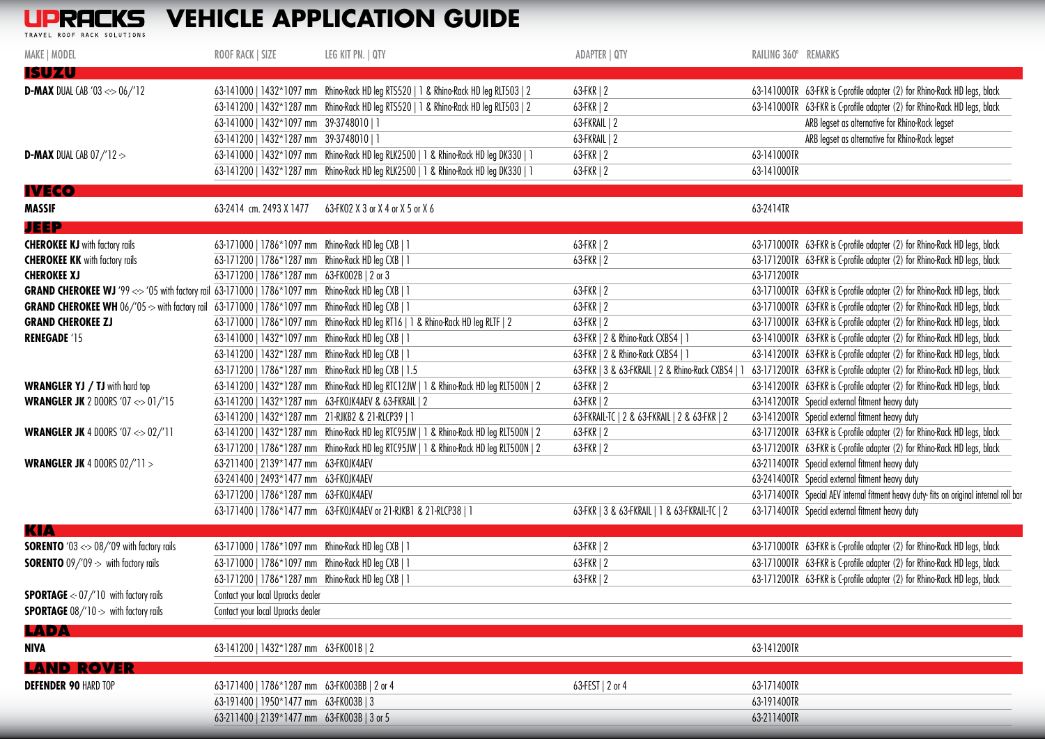# UPRACKS TRAVEL ROOF RACK SOLUTIONS — VEHICLE APPLICATION GUIDE

| MAKE \| MODEL | ROOF RACK \| SIZE | LEG KIT PN. \| QTY | ADAPTER \| QTY | RAILING 360° | REMARKS |
|---|---|---|---|---|---|
| **ISUZU** | | | | | |
| **D-MAX** DUAL CAB '03 <> 06/'12 | 63-141000 \| 1432*1097 mm | Rhino-Rack HD leg RTS520 \| 1 & Rhino-Rack HD leg RLT503 \| 2 | 63-FKR \| 2 | 63-141000TR | 63-FKR is C-profile adapter (2) for Rhino-Rack HD legs, black |
| | 63-141200 \| 1432*1287 mm | Rhino-Rack HD leg RTS520 \| 1 & Rhino-Rack HD leg RLT503 \| 2 | 63-FKR \| 2 | 63-141000TR | 63-FKR is C-profile adapter (2) for Rhino-Rack HD legs, black |
| | 63-141000 \| 1432*1097 mm | 39-3748010 \| 1 | 63-FKRAIL \| 2 | | ARB legset as alternative for Rhino-Rack legset |
| | 63-141200 \| 1432*1287 mm | 39-3748010 \| 1 | 63-FKRAIL \| 2 | | ARB legset as alternative for Rhino-Rack legset |
| **D-MAX** DUAL CAB 07/'12 -> | 63-141000 \| 1432*1097 mm | Rhino-Rack HD leg RLK2500 \| 1 & Rhino-Rack HD leg DK330 \| 1 | 63-FKR \| 2 | 63-141000TR | |
| | 63-141200 \| 1432*1287 mm | Rhino-Rack HD leg RLK2500 \| 1 & Rhino-Rack HD leg DK330 \| 1 | 63-FKR \| 2 | 63-141000TR | |
| **IVECO** | | | | | |
| **MASSIF** | 63-2414 cm. 2493 X 1477 | 63-FK02 X 3 or X 4 or X 5 or X 6 | | 63-2414TR | |
| **JEEP** | | | | | |
| **CHEROKEE KJ** with factory rails | 63-171000 \| 1786*1097 mm | Rhino-Rack HD leg CXB \| 1 | 63-FKR \| 2 | 63-171000TR | 63-FKR is C-profile adapter (2) for Rhino-Rack HD legs, black |
| **CHEROKEE KK** with factory rails | 63-171200 \| 1786*1287 mm | Rhino-Rack HD leg CXB \| 1 | 63-FKR \| 2 | 63-171200TR | 63-FKR is C-profile adapter (2) for Rhino-Rack HD legs, black |
| **CHEROKEE XJ** | 63-171200 \| 1786*1287 mm | 63-FK002B \| 2 or 3 | | 63-171200TR | |
| **GRAND CHEROKEE WJ** '99 <> '05 with factory rail | 63-171000 \| 1786*1097 mm | Rhino-Rack HD leg CXB \| 1 | 63-FKR \| 2 | 63-171000TR | 63-FKR is C-profile adapter (2) for Rhino-Rack HD legs, black |
| **GRAND CHEROKEE WH** 06/'05 -> with factory rail | 63-171000 \| 1786*1097 mm | Rhino-Rack HD leg CXB \| 1 | 63-FKR \| 2 | 63-171000TR | 63-FKR is C-profile adapter (2) for Rhino-Rack HD legs, black |
| **GRAND CHEROKEE ZJ** | 63-171000 \| 1786*1097 mm | Rhino-Rack HD leg RT16 \| 1 & Rhino-Rack HD leg RLTF \| 2 | 63-FKR \| 2 | 63-171000TR | 63-FKR is C-profile adapter (2) for Rhino-Rack HD legs, black |
| **RENEGADE** '15 | 63-141000 \| 1432*1097 mm | Rhino-Rack HD leg CXB \| 1 | 63-FKR \| 2 & Rhino-Rack CXBS4 \| 1 | 63-141000TR | 63-FKR is C-profile adapter (2) for Rhino-Rack HD legs, black |
| | 63-141200 \| 1432*1287 mm | Rhino-Rack HD leg CXB \| 1 | 63-FKR \| 2 & Rhino-Rack CXBS4 \| 1 | 63-141200TR | 63-FKR is C-profile adapter (2) for Rhino-Rack HD legs, black |
| | 63-171200 \| 1786*1287 mm | Rhino-Rack HD leg CXB \| 1.5 | 63-FKR \| 3 & 63-FKRAIL \| 2 & Rhino-Rack CXBS4 \| 1 | 63-171200TR | 63-FKR is C-profile adapter (2) for Rhino-Rack HD legs, black |
| **WRANGLER YJ / TJ** with hard top | 63-141200 \| 1432*1287 mm | Rhino-Rack HD leg RTC12JW \| 1 & Rhino-Rack HD leg RLT500N \| 2 | 63-FKR \| 2 | 63-141200TR | 63-FKR is C-profile adapter (2) for Rhino-Rack HD legs, black |
| **WRANGLER JK** 2 DOORS '07 <> 01/'15 | 63-141200 \| 1432*1287 mm | 63-FKOJK4AEV & 63-FKRAIL \| 2 | 63-FKR \| 2 | 63-141200TR | Special external fitment heavy duty |
| | 63-141200 \| 1432*1287 mm | 21-RJKB2 & 21-RLCP39 \| 1 | 63-FKRAIL-TC \| 2 & 63-FKRAIL \| 2 & 63-FKR \| 2 | 63-141200TR | Special external fitment heavy duty |
| **WRANGLER JK** 4 DOORS '07 <> 02/'11 | 63-141200 \| 1432*1287 mm | Rhino-Rack HD leg RTC95JW \| 1 & Rhino-Rack HD leg RLT500N \| 2 | 63-FKR \| 2 | 63-171200TR | 63-FKR is C-profile adapter (2) for Rhino-Rack HD legs, black |
| | 63-171200 \| 1786*1287 mm | Rhino-Rack HD leg RTC95JW \| 1 & Rhino-Rack HD leg RLT500N \| 2 | 63-FKR \| 2 | 63-171200TR | 63-FKR is C-profile adapter (2) for Rhino-Rack HD legs, black |
| **WRANGLER JK** 4 DOORS 02/'11 > | 63-211400 \| 2139*1477 mm | 63-FKOJK4AEV | | 63-211400TR | Special external fitment heavy duty |
| | 63-241400 \| 2493*1477 mm | 63-FKOJK4AEV | | 63-241400TR | Special external fitment heavy duty |
| | 63-171200 \| 1786*1287 mm | 63-FKOJK4AEV | | 63-171400TR | Special AEV internal fitment heavy duty- fits on original internal roll bar |
| | 63-171400 \| 1786*1477 mm | 63-FKOJK4AEV or 21-RJKB1 & 21-RLCP38 \| 1 | 63-FKR \| 3 & 63-FKRAIL \| 1 & 63-FKRAIL-TC \| 2 | 63-171400TR | Special external fitment heavy duty |
| **KIA** | | | | | |
| **SORENTO** '03 <> 08/'09 with factory rails | 63-171000 \| 1786*1097 mm | Rhino-Rack HD leg CXB \| 1 | 63-FKR \| 2 | 63-171000TR | 63-FKR is C-profile adapter (2) for Rhino-Rack HD legs, black |
| **SORENTO** 09/'09 -> with factory rails | 63-171000 \| 1786*1097 mm | Rhino-Rack HD leg CXB \| 1 | 63-FKR \| 2 | 63-171000TR | 63-FKR is C-profile adapter (2) for Rhino-Rack HD legs, black |
| | 63-171200 \| 1786*1287 mm | Rhino-Rack HD leg CXB \| 1 | 63-FKR \| 2 | 63-171200TR | 63-FKR is C-profile adapter (2) for Rhino-Rack HD legs, black |
| **SPORTAGE** < 07/'10 with factory rails | Contact your local Upracks dealer | | | | |
| **SPORTAGE** 08/'10 -> with factory rails | Contact your local Upracks dealer | | | | |
| **LADA** | | | | | |
| **NIVA** | 63-141200 \| 1432*1287 mm | 63-FK001B \| 2 | | 63-141200TR | |
| **LAND ROVER** | | | | | |
| **DEFENDER 90** HARD TOP | 63-171400 \| 1786*1287 mm | 63-FK003BB \| 2 or 4 | 63-FEST \| 2 or 4 | 63-171400TR | |
| | 63-191400 \| 1950*1477 mm | 63-FK003B \| 3 | | 63-191400TR | |
| | 63-211400 \| 2139*1477 mm | 63-FK003B \| 3 or 5 | | 63-211400TR | |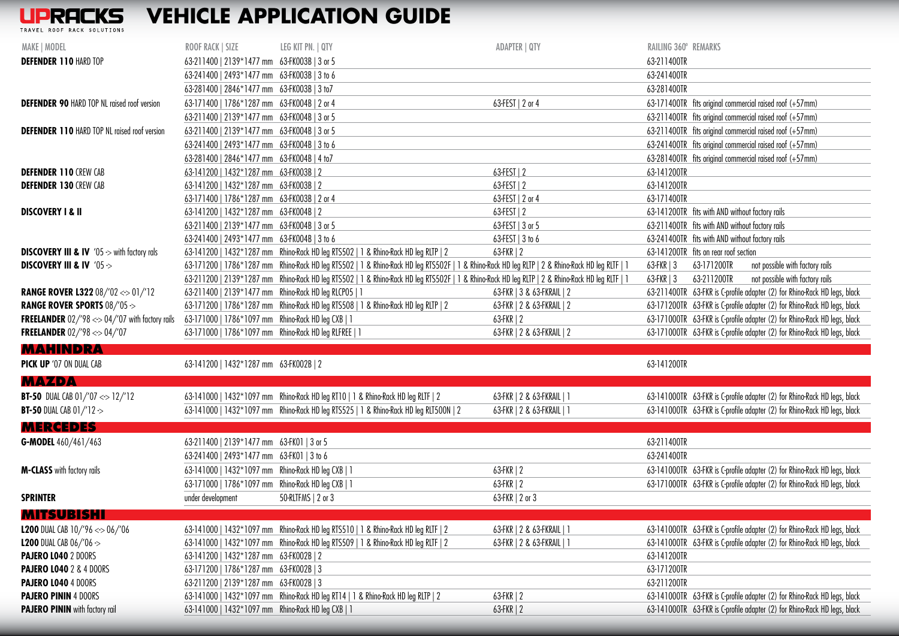# UPRACKS VEHICLE APPLICATION GUIDE

TRAVEL ROOF RACK SOLUTIONS

| MAKE \| MODEL | ROOF RACK \| SIZE | LEG KIT PN. \| QTY | ADAPTER \| QTY | RAILING 360° | REMARKS |
|---|---|---|---|---|---|
| **DEFENDER 110** HARD TOP | 63-211400 \| 2139*1477 mm | 63-FK003B \| 3 or 5 | | 63-211400TR | |
| | 63-241400 \| 2493*1477 mm | 63-FK003B \| 3 to 6 | | 63-241400TR | |
| | 63-281400 \| 2846*1477 mm | 63-FK003B \| 3 to7 | | 63-281400TR | |
| **DEFENDER 90** HARD TOP NL raised roof version | 63-171400 \| 1786*1287 mm | 63-FK004B \| 2 or 4 | 63-FEST \| 2 or 4 | 63-171400TR | fits original commercial raised roof (+57mm) |
| | 63-211400 \| 2139*1477 mm | 63-FK004B \| 3 or 5 | | 63-211400TR | fits original commercial raised roof (+57mm) |
| **DEFENDER 110** HARD TOP NL raised roof version | 63-211400 \| 2139*1477 mm | 63-FK004B \| 3 or 5 | | 63-211400TR | fits original commercial raised roof (+57mm) |
| | 63-241400 \| 2493*1477 mm | 63-FK004B \| 3 to 6 | | 63-241400TR | fits original commercial raised roof (+57mm) |
| | 63-281400 \| 2846*1477 mm | 63-FK004B \| 4 to7 | | 63-281400TR | fits original commercial raised roof (+57mm) |
| **DEFENDER 110** CREW CAB | 63-141200 \| 1432*1287 mm | 63-FK003B \| 2 | 63-FEST \| 2 | 63-141200TR | |
| **DEFENDER 130** CREW CAB | 63-141200 \| 1432*1287 mm | 63-FK003B \| 2 | 63-FEST \| 2 | 63-141200TR | |
| | 63-171400 \| 1786*1287 mm | 63-FK003B \| 2 or 4 | 63-FEST \| 2 or 4 | 63-171400TR | |
| **DISCOVERY I & II** | 63-141200 \| 1432*1287 mm | 63-FK004B \| 2 | 63-FEST \| 2 | 63-141200TR | fits with AND without factory rails |
| | 63-211400 \| 2139*1477 mm | 63-FK004B \| 3 or 5 | 63-FEST \| 3 or 5 | 63-211400TR | fits with AND without factory rails |
| | 63-241400 \| 2493*1477 mm | 63-FK004B \| 3 to 6 | 63-FEST \| 3 to 6 | 63-241400TR | fits with AND without factory rails |
| **DISCOVERY III & IV** '05 -> with factory rals | 63-141200 \| 1432*1287 mm | Rhino-Rack HD leg RTS502 \| 1 & Rhino-Rack HD leg RLTP \| 2 | 63-FKR \| 2 | 63-141200TR | fits on rear roof section |
| **DISCOVERY III & IV** '05 -> | 63-171200 \| 1786*1287 mm | Rhino-Rack HD leg RTS502 \| 1 & Rhino-Rack HD leg RTS502F \| 1 & Rhino-Rack HD leg RLTP \| 2 & Rhino-Rack HD leg RLTF \| 1 | 63-FKR \| 3 | 63-171200TR | not possible with factory rails |
| | 63-211200 \| 2139*1287 mm | Rhino-Rack HD leg RTS502 \| 1 & Rhino-Rack HD leg RTS502F \| 1 & Rhino-Rack HD leg RLTP \| 2 & Rhino-Rack HD leg RLTF \| 1 | 63-FKR \| 3 | 63-211200TR | not possible with factory rails |
| **RANGE ROVER L322** 08/'02 <> 01/'12 | 63-211400 \| 2139*1477 mm | Rhino-Rack HD leg RLCP05 \| 1 | 63-FKR \| 3 & 63-FKRAIL \| 2 | 63-211400TR | 63-FKR is C-profile adapter (2) for Rhino-Rack HD legs, black |
| **RANGE ROVER SPORTS** 08/'05 -> | 63-171200 \| 1786*1287 mm | Rhino-Rack HD leg RTS508 \| 1 & Rhino-Rack HD leg RLTP \| 2 | 63-FKR \| 2 & 63-FKRAIL \| 2 | 63-171200TR | 63-FKR is C-profile adapter (2) for Rhino-Rack HD legs, black |
| **FREELANDER** 02/'98 <> 04/'07 with factory rails | 63-171000 \| 1786*1097 mm | Rhino-Rack HD leg CXB \| 1 | 63-FKR \| 2 | 63-171000TR | 63-FKR is C-profile adapter (2) for Rhino-Rack HD legs, black |
| **FREELANDER** 02/'98 <> 04/'07 | 63-171000 \| 1786*1097 mm | Rhino-Rack HD leg RLFREE \| 1 | 63-FKR \| 2 & 63-FKRAIL \| 2 | 63-171000TR | 63-FKR is C-profile adapter (2) for Rhino-Rack HD legs, black |
| **MAHINDRA** | | | | | |
| **PICK UP** '07 ON DUAL CAB | 63-141200 \| 1432*1287 mm | 63-FK002B \| 2 | | 63-141200TR | |
| **MAZDA** | | | | | |
| **BT-50** DUAL CAB 01/'07 <> 12/'12 | 63-141000 \| 1432*1097 mm | Rhino-Rack HD leg RT10 \| 1 & Rhino-Rack HD leg RLTF \| 2 | 63-FKR \| 2 & 63-FKRAIL \| 1 | 63-141000TR | 63-FKR is C-profile adapter (2) for Rhino-Rack HD legs, black |
| **BT-50** DUAL CAB 01/'12 -> | 63-141000 \| 1432*1097 mm | Rhino-Rack HD leg RTS525 \| 1 & Rhino-Rack HD leg RLT500N \| 2 | 63-FKR \| 2 & 63-FKRAIL \| 1 | 63-141000TR | 63-FKR is C-profile adapter (2) for Rhino-Rack HD legs, black |
| **MERCEDES** | | | | | |
| **G-MODEL** 460/461/463 | 63-211400 \| 2139*1477 mm | 63-FK01 \| 3 or 5 | | 63-211400TR | |
| | 63-241400 \| 2493*1477 mm | 63-FK01 \| 3 to 6 | | 63-241400TR | |
| **M-CLASS** with factory rails | 63-141000 \| 1432*1097 mm | Rhino-Rack HD leg CXB \| 1 | 63-FKR \| 2 | 63-141000TR | 63-FKR is C-profile adapter (2) for Rhino-Rack HD legs, black |
| | 63-171000 \| 1786*1097 mm | Rhino-Rack HD leg CXB \| 1 | 63-FKR \| 2 | 63-171000TR | 63-FKR is C-profile adapter (2) for Rhino-Rack HD legs, black |
| **SPRINTER** | under development | 50-RLTFMS \| 2 or 3 | 63-FKR \| 2 or 3 | | |
| **MITSUBISHI** | | | | | |
| **L200** DUAL CAB 10/'96 <> 06/'06 | 63-141000 \| 1432*1097 mm | Rhino-Rack HD leg RTS510 \| 1 & Rhino-Rack HD leg RLTF \| 2 | 63-FKR \| 2 & 63-FKRAIL \| 1 | 63-141000TR | 63-FKR is C-profile adapter (2) for Rhino-Rack HD legs, black |
| **L200** DUAL CAB 06/'06 -> | 63-141000 \| 1432*1097 mm | Rhino-Rack HD leg RTS509 \| 1 & Rhino-Rack HD leg RLTF \| 2 | 63-FKR \| 2 & 63-FKRAIL \| 1 | 63-141000TR | 63-FKR is C-profile adapter (2) for Rhino-Rack HD legs, black |
| **PAJERO L040** 2 DOORS | 63-141200 \| 1432*1287 mm | 63-FK002B \| 2 | | 63-141200TR | |
| **PAJERO L040** 2 & 4 DOORS | 63-171200 \| 1786*1287 mm | 63-FK002B \| 3 | | 63-171200TR | |
| **PAJERO L040** 4 DOORS | 63-211200 \| 2139*1287 mm | 63-FK002B \| 3 | | 63-211200TR | |
| **PAJERO PININ** 4 DOORS | 63-141000 \| 1432*1097 mm | Rhino-Rack HD leg RT14 \| 1 & Rhino-Rack HD leg RLTP \| 2 | 63-FKR \| 2 | 63-141000TR | 63-FKR is C-profile adapter (2) for Rhino-Rack HD legs, black |
| **PAJERO PININ** with factory rail | 63-141000 \| 1432*1097 mm | Rhino-Rack HD leg CXB \| 1 | 63-FKR \| 2 | 63-141000TR | 63-FKR is C-profile adapter (2) for Rhino-Rack HD legs, black |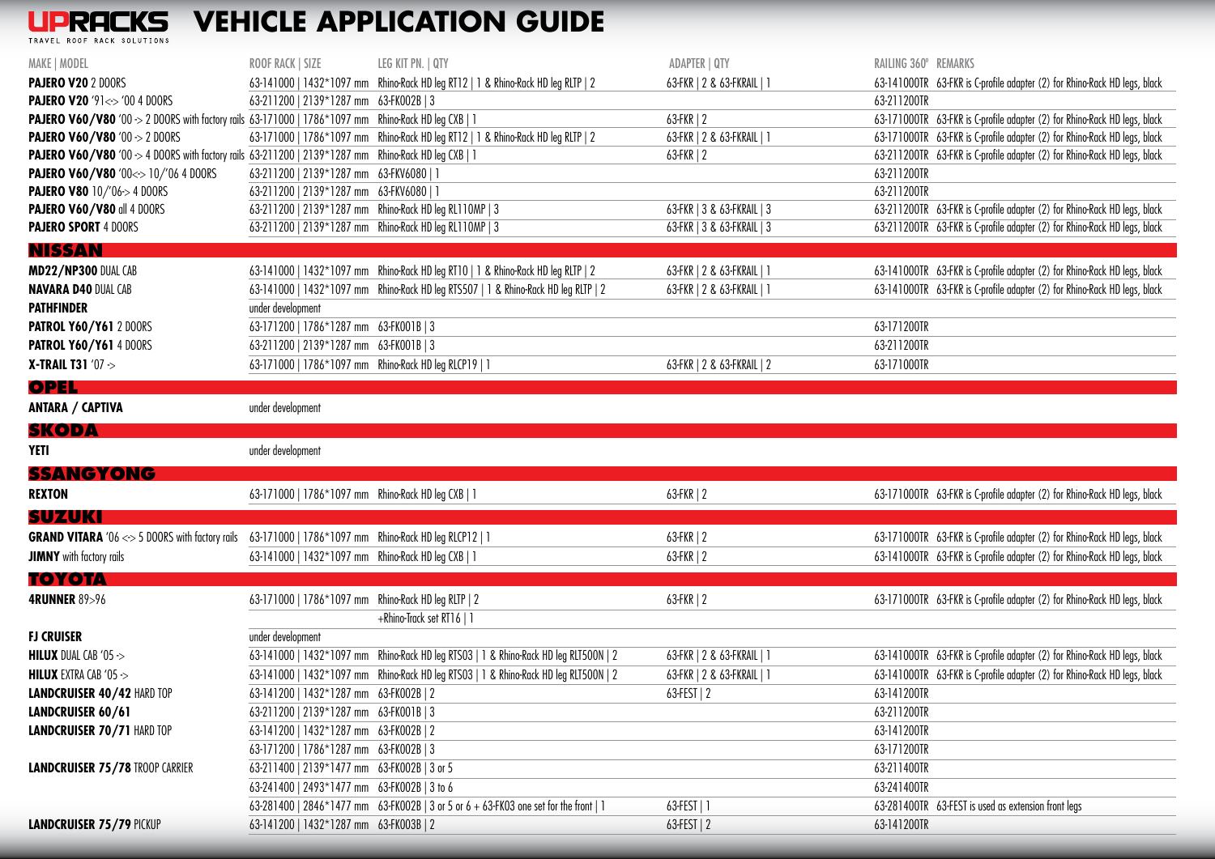# UPRACKS VEHICLE APPLICATION GUIDE

TRAVEL ROOF RACK SOLUTIONS

| MAKE \| MODEL | ROOF RACK \| SIZE | LEG KIT PN. \| QTY | ADAPTER \| QTY | RAILING 360° | REMARKS |
|---|---|---|---|---|---|
| **PAJERO V20** 2 DOORS | 63-141000 \| 1432*1097 mm | Rhino-Rack HD leg RT12 \| 1 & Rhino-Rack HD leg RLTP \| 2 | 63-FKR \| 2 & 63-FKRAIL \| 1 | 63-141000TR | 63-FKR is C-profile adapter (2) for Rhino-Rack HD legs, black |
| **PAJERO V20** '91<> '00 4 DOORS | 63-211200 \| 2139*1287 mm | 63-FK002B \| 3 | | 63-211200TR | |
| **PAJERO V60/V80** '00 -> 2 DOORS with factory rails | 63-171000 \| 1786*1097 mm | Rhino-Rack HD leg CXB \| 1 | 63-FKR \| 2 | 63-171000TR | 63-FKR is C-profile adapter (2) for Rhino-Rack HD legs, black |
| **PAJERO V60/V80** '00 -> 2 DOORS | 63-171000 \| 1786*1097 mm | Rhino-Rack HD leg RT12 \| 1 & Rhino-Rack HD leg RLTP \| 2 | 63-FKR \| 2 & 63-FKRAIL \| 1 | 63-171000TR | 63-FKR is C-profile adapter (2) for Rhino-Rack HD legs, black |
| **PAJERO V60/V80** '00 -> 4 DOORS with factory rails | 63-211200 \| 2139*1287 mm | Rhino-Rack HD leg CXB \| 1 | 63-FKR \| 2 | 63-211200TR | 63-FKR is C-profile adapter (2) for Rhino-Rack HD legs, black |
| **PAJERO V60/V80** '00<> 10/'06 4 DOORS | 63-211200 \| 2139*1287 mm | 63-FKV6080 \| 1 | | 63-211200TR | |
| **PAJERO V80** 10/'06-> 4 DOORS | 63-211200 \| 2139*1287 mm | 63-FKV6080 \| 1 | | 63-211200TR | |
| **PAJERO V60/V80** all 4 DOORS | 63-211200 \| 2139*1287 mm | Rhino-Rack HD leg RL110MP \| 3 | 63-FKR \| 3 & 63-FKRAIL \| 3 | 63-211200TR | 63-FKR is C-profile adapter (2) for Rhino-Rack HD legs, black |
| **PAJERO SPORT** 4 DOORS | 63-211200 \| 2139*1287 mm | Rhino-Rack HD leg RL110MP \| 3 | 63-FKR \| 3 & 63-FKRAIL \| 3 | 63-211200TR | 63-FKR is C-profile adapter (2) for Rhino-Rack HD legs, black |
| **NISSAN** | | | | | |
| **MD22/NP300** DUAL CAB | 63-141000 \| 1432*1097 mm | Rhino-Rack HD leg RT10 \| 1 & Rhino-Rack HD leg RLTP \| 2 | 63-FKR \| 2 & 63-FKRAIL \| 1 | 63-141000TR | 63-FKR is C-profile adapter (2) for Rhino-Rack HD legs, black |
| **NAVARA D40** DUAL CAB | 63-141000 \| 1432*1097 mm | Rhino-Rack HD leg RTS507 \| 1 & Rhino-Rack HD leg RLTP \| 2 | 63-FKR \| 2 & 63-FKRAIL \| 1 | 63-141000TR | 63-FKR is C-profile adapter (2) for Rhino-Rack HD legs, black |
| **PATHFINDER** | under development | | | | |
| **PATROL Y60/Y61** 2 DOORS | 63-171200 \| 1786*1287 mm | 63-FK001B \| 3 | | 63-171200TR | |
| **PATROL Y60/Y61** 4 DOORS | 63-211200 \| 2139*1287 mm | 63-FK001B \| 3 | | 63-211200TR | |
| **X-TRAIL T31** '07 -> | 63-171000 \| 1786*1097 mm | Rhino-Rack HD leg RLCP19 \| 1 | 63-FKR \| 2 & 63-FKRAIL \| 2 | 63-171000TR | |
| **OPEL** | | | | | |
| **ANTARA / CAPTIVA** | under development | | | | |
| **SKODA** | | | | | |
| **YETI** | under development | | | | |
| **SSANGYONG** | | | | | |
| **REXTON** | 63-171000 \| 1786*1097 mm | Rhino-Rack HD leg CXB \| 1 | 63-FKR \| 2 | 63-171000TR | 63-FKR is C-profile adapter (2) for Rhino-Rack HD legs, black |
| **SUZUKI** | | | | | |
| **GRAND VITARA** '06 <> 5 DOORS with factory rails | 63-171000 \| 1786*1097 mm | Rhino-Rack HD leg RLCP12 \| 1 | 63-FKR \| 2 | 63-171000TR | 63-FKR is C-profile adapter (2) for Rhino-Rack HD legs, black |
| **JIMNY** with factory rails | 63-141000 \| 1432*1097 mm | Rhino-Rack HD leg CXB \| 1 | 63-FKR \| 2 | 63-141000TR | 63-FKR is C-profile adapter (2) for Rhino-Rack HD legs, black |
| **TOYOTA** | | | | | |
| **4RUNNER** 89>96 | 63-171000 \| 1786*1097 mm | Rhino-Rack HD leg RLTP \| 2 +Rhino-Track set RT16 \| 1 | 63-FKR \| 2 | 63-171000TR | 63-FKR is C-profile adapter (2) for Rhino-Rack HD legs, black |
| **FJ CRUISER** | under development | | | | |
| **HILUX** DUAL CAB '05 -> | 63-141000 \| 1432*1097 mm | Rhino-Rack HD leg RTS03 \| 1 & Rhino-Rack HD leg RLT500N \| 2 | 63-FKR \| 2 & 63-FKRAIL \| 1 | 63-141000TR | 63-FKR is C-profile adapter (2) for Rhino-Rack HD legs, black |
| **HILUX** EXTRA CAB '05 -> | 63-141000 \| 1432*1097 mm | Rhino-Rack HD leg RTS03 \| 1 & Rhino-Rack HD leg RLT500N \| 2 | 63-FKR \| 2 & 63-FKRAIL \| 1 | 63-141000TR | 63-FKR is C-profile adapter (2) for Rhino-Rack HD legs, black |
| **LANDCRUISER 40/42** HARD TOP | 63-141200 \| 1432*1287 mm | 63-FK002B \| 2 | 63-FEST \| 2 | 63-141200TR | |
| **LANDCRUISER 60/61** | 63-211200 \| 2139*1287 mm | 63-FK001B \| 3 | | 63-211200TR | |
| **LANDCRUISER 70/71** HARD TOP | 63-141200 \| 1432*1287 mm | 63-FK002B \| 2 | | 63-141200TR | |
| | 63-171200 \| 1786*1287 mm | 63-FK002B \| 3 | | 63-171200TR | |
| **LANDCRUISER 75/78** TROOP CARRIER | 63-211400 \| 2139*1477 mm | 63-FK002B \| 3 or 5 | | 63-211400TR | |
| | 63-241400 \| 2493*1477 mm | 63-FK002B \| 3 to 6 | | 63-241400TR | |
| | 63-281400 \| 2846*1477 mm | 63-FK002B \| 3 or 5 or 6 + 63-FK03 one set for the front \| 1 | 63-FEST \| 1 | 63-281400TR | 63-FEST is used as extension front legs |
| **LANDCRUISER 75/79** PICKUP | 63-141200 \| 1432*1287 mm | 63-FK003B \| 2 | 63-FEST \| 2 | 63-141200TR | |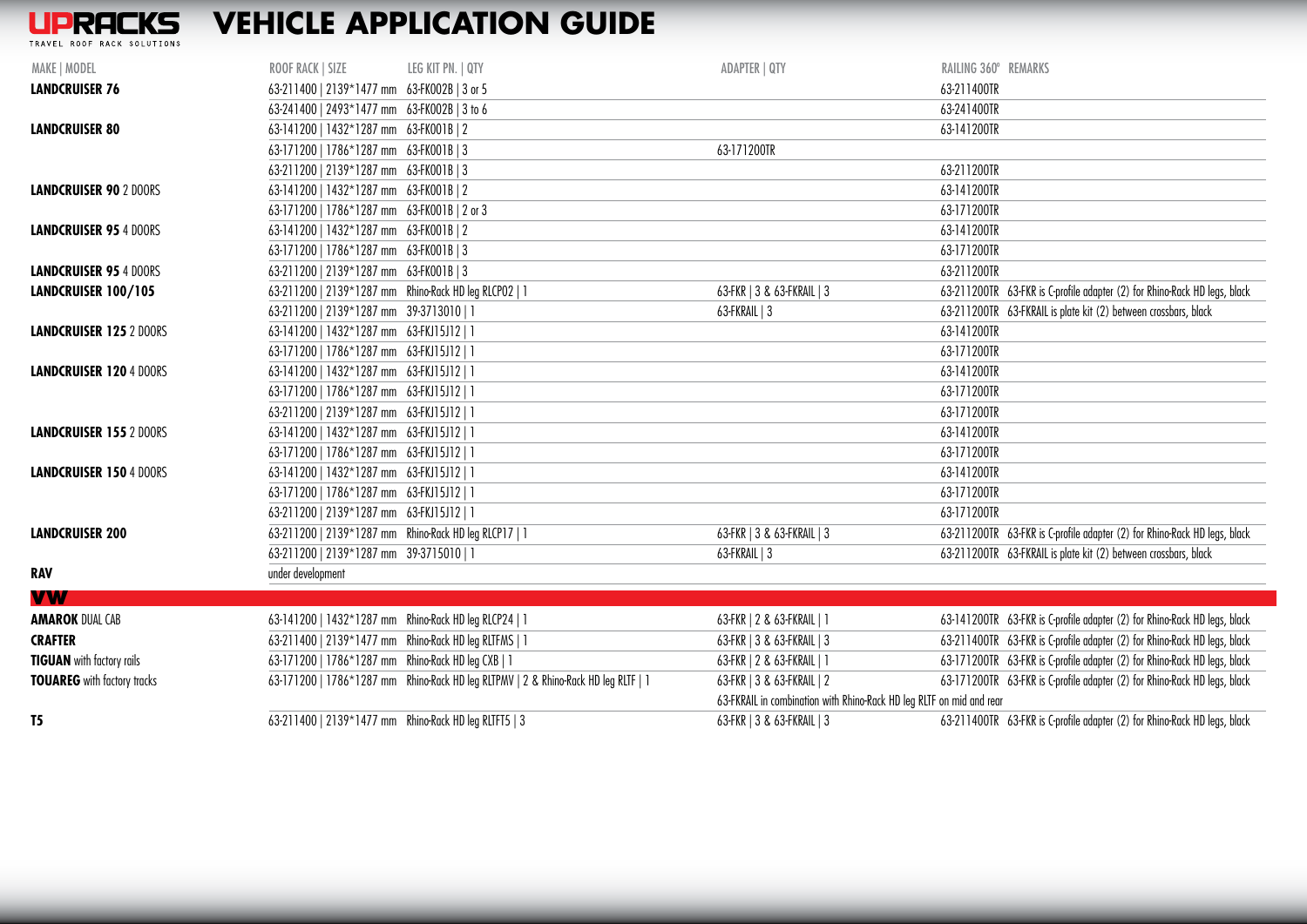# UPRACKS TRAVEL ROOF RACK SOLUTIONS — VEHICLE APPLICATION GUIDE

| MAKE \| MODEL | ROOF RACK \| SIZE | LEG KIT PN. \| QTY | ADAPTER \| QTY | RAILING 360° | REMARKS |
|---|---|---|---|---|---|
| **LANDCRUISER 76** | 63-211400 \| 2139*1477 mm | 63-FK002B \| 3 or 5 | | 63-211400TR | |
| | 63-241400 \| 2493*1477 mm | 63-FK002B \| 3 to 6 | | 63-241400TR | |
| **LANDCRUISER 80** | 63-141200 \| 1432*1287 mm | 63-FK001B \| 2 | | 63-141200TR | |
| | 63-171200 \| 1786*1287 mm | 63-FK001B \| 3 | 63-171200TR | | |
| | 63-211200 \| 2139*1287 mm | 63-FK001B \| 3 | | 63-211200TR | |
| **LANDCRUISER 90** 2 DOORS | 63-141200 \| 1432*1287 mm | 63-FK001B \| 2 | | 63-141200TR | |
| | 63-171200 \| 1786*1287 mm | 63-FK001B \| 2 or 3 | | 63-171200TR | |
| **LANDCRUISER 95** 4 DOORS | 63-141200 \| 1432*1287 mm | 63-FK001B \| 2 | | 63-141200TR | |
| | 63-171200 \| 1786*1287 mm | 63-FK001B \| 3 | | 63-171200TR | |
| **LANDCRUISER 95** 4 DOORS | 63-211200 \| 2139*1287 mm | 63-FK001B \| 3 | | 63-211200TR | |
| **LANDCRUISER 100/105** | 63-211200 \| 2139*1287 mm | Rhino-Rack HD leg RLCP02 \| 1 | 63-FKR \| 3 & 63-FKRAIL \| 3 | 63-211200TR | 63-FKR is C-profile adapter (2) for Rhino-Rack HD legs, black |
| | 63-211200 \| 2139*1287 mm | 39-3713010 \| 1 | 63-FKRAIL \| 3 | 63-211200TR | 63-FKRAIL is plate kit (2) between crossbars, black |
| **LANDCRUISER 125** 2 DOORS | 63-141200 \| 1432*1287 mm | 63-FKJ15J12 \| 1 | | 63-141200TR | |
| | 63-171200 \| 1786*1287 mm | 63-FKJ15J12 \| 1 | | 63-171200TR | |
| **LANDCRUISER 120** 4 DOORS | 63-141200 \| 1432*1287 mm | 63-FKJ15J12 \| 1 | | 63-141200TR | |
| | 63-171200 \| 1786*1287 mm | 63-FKJ15J12 \| 1 | | 63-171200TR | |
| | 63-211200 \| 2139*1287 mm | 63-FKJ15J12 \| 1 | | 63-171200TR | |
| **LANDCRUISER 155** 2 DOORS | 63-141200 \| 1432*1287 mm | 63-FKJ15J12 \| 1 | | 63-141200TR | |
| | 63-171200 \| 1786*1287 mm | 63-FKJ15J12 \| 1 | | 63-171200TR | |
| **LANDCRUISER 150** 4 DOORS | 63-141200 \| 1432*1287 mm | 63-FKJ15J12 \| 1 | | 63-141200TR | |
| | 63-171200 \| 1786*1287 mm | 63-FKJ15J12 \| 1 | | 63-171200TR | |
| | 63-211200 \| 2139*1287 mm | 63-FKJ15J12 \| 1 | | 63-171200TR | |
| **LANDCRUISER 200** | 63-211200 \| 2139*1287 mm | Rhino-Rack HD leg RLCP17 \| 1 | 63-FKR \| 3 & 63-FKRAIL \| 3 | 63-211200TR | 63-FKR is C-profile adapter (2) for Rhino-Rack HD legs, black |
| | 63-211200 \| 2139*1287 mm | 39-3715010 \| 1 | 63-FKRAIL \| 3 | 63-211200TR | 63-FKRAIL is plate kit (2) between crossbars, black |
| **RAV** | under development | | | | |
| **VW** | | | | | |
| **AMAROK** DUAL CAB | 63-141200 \| 1432*1287 mm | Rhino-Rack HD leg RLCP24 \| 1 | 63-FKR \| 2 & 63-FKRAIL \| 1 | 63-141200TR | 63-FKR is C-profile adapter (2) for Rhino-Rack HD legs, black |
| **CRAFTER** | 63-211400 \| 2139*1477 mm | Rhino-Rack HD leg RLTFMS \| 1 | 63-FKR \| 3 & 63-FKRAIL \| 3 | 63-211400TR | 63-FKR is C-profile adapter (2) for Rhino-Rack HD legs, black |
| **TIGUAN** with factory rails | 63-171200 \| 1786*1287 mm | Rhino-Rack HD leg CXB \| 1 | 63-FKR \| 2 & 63-FKRAIL \| 1 | 63-171200TR | 63-FKR is C-profile adapter (2) for Rhino-Rack HD legs, black |
| **TOUAREG** with factory tracks | 63-171200 \| 1786*1287 mm | Rhino-Rack HD leg RLTPMV \| 2 & Rhino-Rack HD leg RLTF \| 1 | 63-FKR \| 3 & 63-FKRAIL \| 2 | 63-171200TR | 63-FKR is C-profile adapter (2) for Rhino-Rack HD legs, black |
| | | | 63-FKRAIL in combination with Rhino-Rack HD leg RLTF on mid and rear | | |
| **T5** | 63-211400 \| 2139*1477 mm | Rhino-Rack HD leg RLTFT5 \| 3 | 63-FKR \| 3 & 63-FKRAIL \| 3 | 63-211400TR | 63-FKR is C-profile adapter (2) for Rhino-Rack HD legs, black |